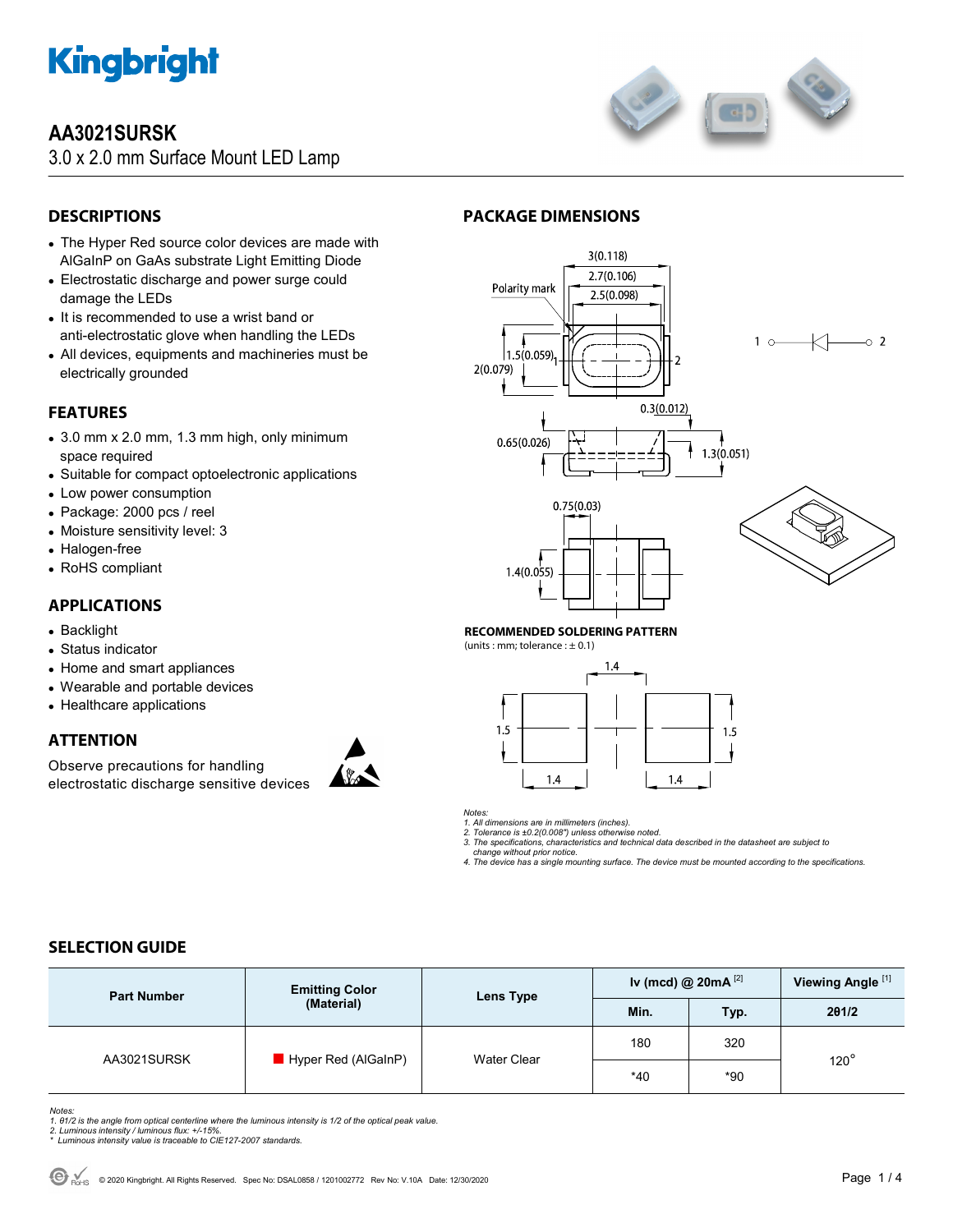# AA3021SURSK

3.0 x 2.0 mm Surface Mount LED Lamp

## DESCRIPTIONS

- The Hyper Red source color devices are made with AlGaInP on GaAs substrate Light Emitting Diode
- Electrostatic discharge and power surge could damage the LEDs
- It is recommended to use a wrist band or anti-electrostatic glove when handling the LEDs
- All devices, equipments and machineries must be electrically grounded

## FEATURES

- 3.0 mm x 2.0 mm, 1.3 mm high, only minimum space required
- Suitable for compact optoelectronic applications
- Low power consumption
- Package: 2000 pcs / reel
- Moisture sensitivity level: 3
- Halogen-free
- RoHS compliant

## APPLICATIONS

- Backlight
- Status indicator
- Home and smart appliances
- Wearable and portable devices
- Healthcare applications

## ATTENTION

Observe precautions for handling electrostatic discharge sensitive devices

## PACKAGE DIMENSIONS

3(0.118), 2.7(0.106), 2.5(0.098), Polarity mark, 1.5(0.059), 2(0.079), 0.3(0.012), 0.65(0.026), 1.3(0.051), 0.75(0.03), 1.4(0.055)

**RECOMMENDED SOLDERING PATTERN**

(units : mm; tolerance : ± 0.1)

1.4, 1.5, 1.5, 1.4, 1.4

*Notes:*
*1. All dimensions are in millimeters (inches).*
*2. Tolerance is ±0.2(0.008") unless otherwise noted.*
*3. The specifications, characteristics and technical data described in the datasheet are subject to change without prior notice.*
*4. The device has a single mounting surface. The device must be mounted according to the specifications.*

## SELECTION GUIDE

| Part Number | Emitting Color (Material) | Lens Type | Iv (mcd) @ 20mA [2] | | Viewing Angle [1] |
|---|---|---|---|---|---|
| | | | Min. | Typ. | 2θ1/2 |
| AA3021SURSK | Hyper Red (AlGaInP) | Water Clear | 180 | 320 | 120° |
| | | | *40 | *90 | |

*Notes:*
*1. θ1/2 is the angle from optical centerline where the luminous intensity is 1/2 of the optical peak value.*
*2. Luminous intensity / luminous flux: +/-15%.*
*\* Luminous intensity value is traceable to CIE127-2007 standards.*

© 2020 Kingbright. All Rights Reserved. Spec No: DSAL0858 / 1201002772 Rev No: V.10A Date: 12/30/2020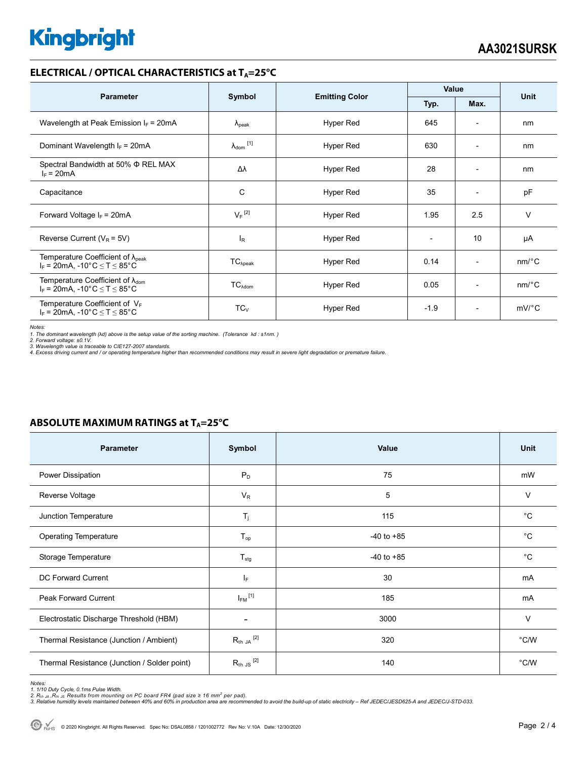## ELECTRICAL / OPTICAL CHARACTERISTICS at $T_A$=25°C

| Parameter | Symbol | Emitting Color | Value | | Unit |
|---|---|---|---|---|---|
| | | | Typ. | Max. | |
| Wavelength at Peak Emission $I_F$ = 20mA | $\lambda_{peak}$ | Hyper Red | 645 | - | nm |
| Dominant Wavelength $I_F$ = 20mA | $\lambda_{dom}$ [1] | Hyper Red | 630 | - | nm |
| Spectral Bandwidth at 50% Φ REL MAX $I_F$ = 20mA | Δλ | Hyper Red | 28 | - | nm |
| Capacitance | C | Hyper Red | 35 | - | pF |
| Forward Voltage $I_F$ = 20mA | $V_F$ [2] | Hyper Red | 1.95 | 2.5 | V |
| Reverse Current ($V_R$ = 5V) | $I_R$ | Hyper Red | - | 10 | µA |
| Temperature Coefficient of $\lambda_{peak}$ $I_F$ = 20mA, -10°C ≤ T ≤ 85°C | $TC_{\lambda peak}$ | Hyper Red | 0.14 | - | nm/°C |
| Temperature Coefficient of $\lambda_{dom}$ $I_F$ = 20mA, -10°C ≤ T ≤ 85°C | $TC_{\lambda dom}$ | Hyper Red | 0.05 | - | nm/°C |
| Temperature Coefficient of $V_F$ $I_F$ = 20mA, -10°C ≤ T ≤ 85°C | $TC_V$ | Hyper Red | -1.9 | - | mV/°C |

*Notes:*
*1. The dominant wavelength (λd) above is the setup value of the sorting machine. (Tolerance λd : ±1nm. )*
*2. Forward voltage: ±0.1V.*
*3. Wavelength value is traceable to CIE127-2007 standards.*
*4. Excess driving current and / or operating temperature higher than recommended conditions may result in severe light degradation or premature failure.*

## ABSOLUTE MAXIMUM RATINGS at $T_A$=25°C

| Parameter | Symbol | Value | Unit |
|---|---|---|---|
| Power Dissipation | $P_D$ | 75 | mW |
| Reverse Voltage | $V_R$ | 5 | V |
| Junction Temperature | $T_j$ | 115 | °C |
| Operating Temperature | $T_{op}$ | -40 to +85 | °C |
| Storage Temperature | $T_{stg}$ | -40 to +85 | °C |
| DC Forward Current | $I_F$ | 30 | mA |
| Peak Forward Current | $I_{FM}$ [1] | 185 | mA |
| Electrostatic Discharge Threshold (HBM) | - | 3000 | V |
| Thermal Resistance (Junction / Ambient) | $R_{th\ JA}$ [2] | 320 | °C/W |
| Thermal Resistance (Junction / Solder point) | $R_{th\ JS}$ [2] | 140 | °C/W |

*Notes:*
*1. 1/10 Duty Cycle, 0.1ms Pulse Width.*
*2. $R_{th\ JA}$ ,$R_{th\ JS}$ Results from mounting on PC board FR4 (pad size ≥ 16 $mm^2$ per pad).*
*3. Relative humidity levels maintained between 40% and 60% in production area are recommended to avoid the build-up of static electricity – Ref JEDEC/JESD625-A and JEDEC/J-STD-033.*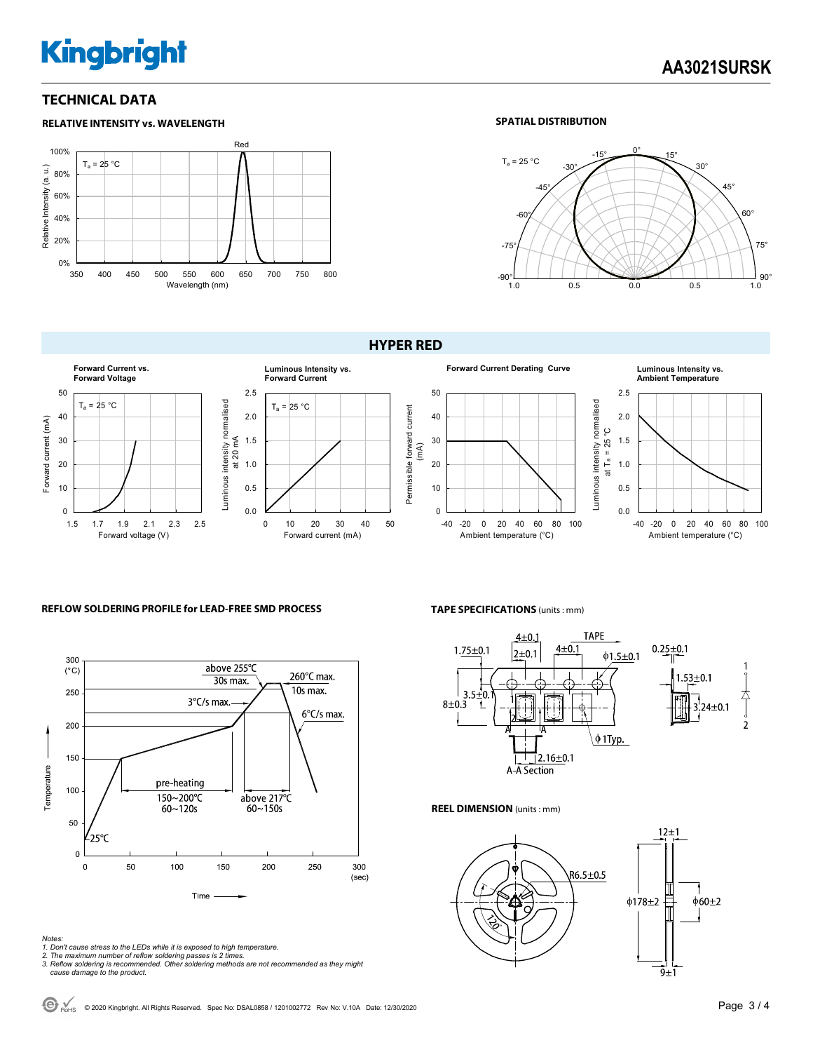# AA3021SURSK

## TECHNICAL DATA

### RELATIVE INTENSITY vs. WAVELENGTH

Red

$T_a$ = 25 °C

Relative Intensity (a. u.)

Wavelength (nm)

### SPATIAL DISTRIBUTION

$T_a$ = 25 °C

## HYPER RED

**Forward Current vs. Forward Voltage**

$T_a$ = 25 °C

Forward current (mA)

Forward voltage (V)

**Luminous Intensity vs. Forward Current**

$T_a$ = 25 °C

Luminous intensity normalised at 20 mA

Forward current (mA)

**Forward Current Derating Curve**

Permissible forward current (mA)

Ambient temperature (°C)

**Luminous Intensity vs. Ambient Temperature**

Luminous intensity normalised at $T_a$ = 25 °C

Ambient temperature (°C)

### REFLOW SOLDERING PROFILE for LEAD-FREE SMD PROCESS

above 255°C 30s max.

260°C max. 10s max.

3°C/s max.

6°C/s max.

pre-heating 150~200°C 60~120s

above 217°C 60~150s

25°C

Temperature (°C)

Time (sec)

*Notes:*
*1. Don't cause stress to the LEDs while it is exposed to high temperature.*
*2. The maximum number of reflow soldering passes is 2 times.*
*3. Reflow soldering is recommended. Other soldering methods are not recommended as they might cause damage to the product.*

### TAPE SPECIFICATIONS (units : mm)

TAPE

4±0.1, 2±0.1, 4±0.1, ϕ1.5±0.1, 1.75±0.1, 3.5±0.1, 8±0.3, ϕ1Typ., 2.16±0.1, A-A Section, 0.25±0.1, 1.53±0.1, 3.24±0.1

### REEL DIMENSION (units : mm)

R6.5±0.5, 120°, ϕ178±2, ϕ60±2, 12±1, 9±1

© 2020 Kingbright. All Rights Reserved. Spec No: DSAL0858 / 1201002772 Rev No: V.10A Date: 12/30/2020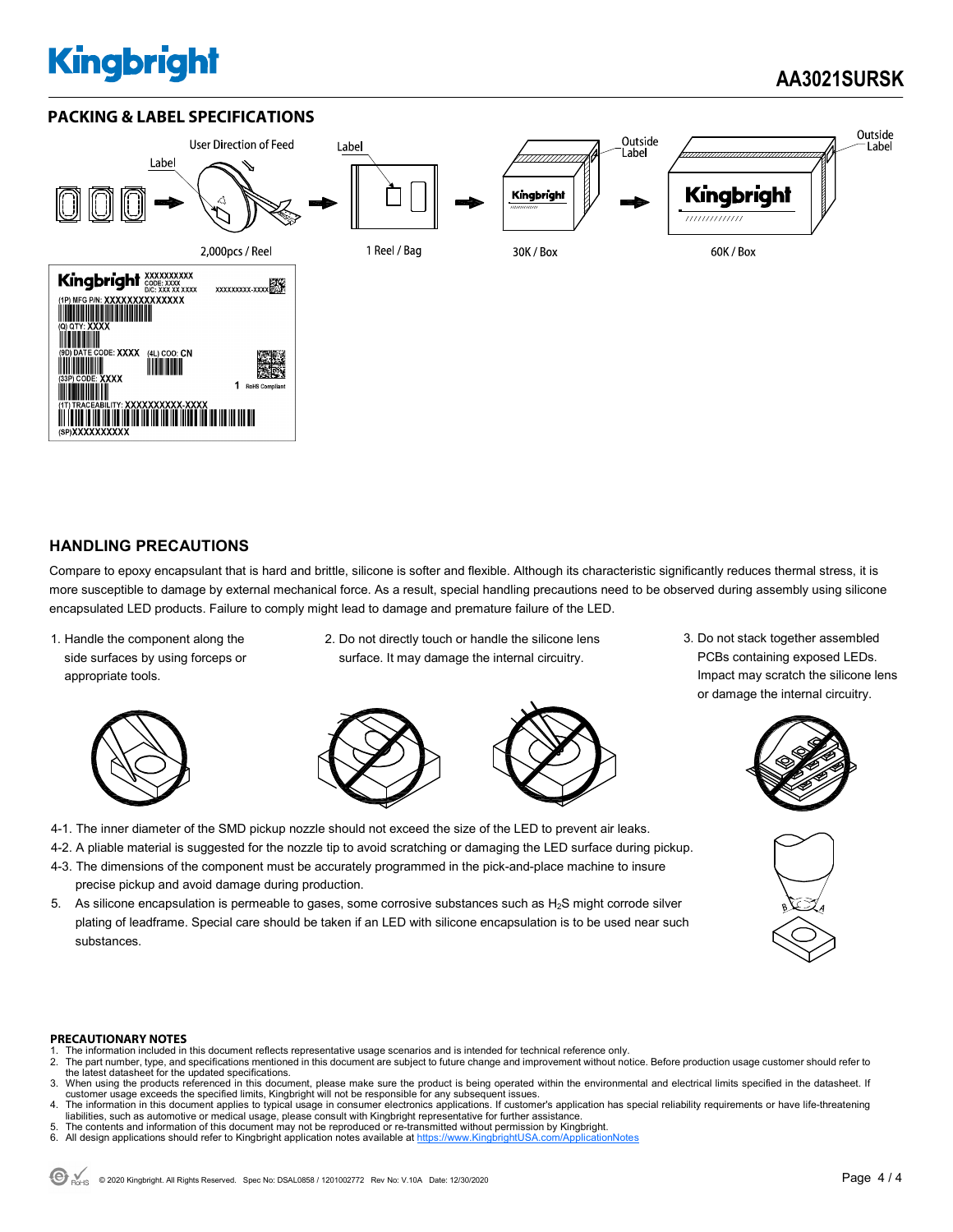## PACKING & LABEL SPECIFICATIONS

User Direction of Feed

Label

Label

Outside Label

Outside Label

2,000pcs / Reel

1 Reel / Bag

30K / Box

60K / Box

## HANDLING PRECAUTIONS

Compare to epoxy encapsulant that is hard and brittle, silicone is softer and flexible. Although its characteristic significantly reduces thermal stress, it is more susceptible to damage by external mechanical force. As a result, special handling precautions need to be observed during assembly using silicone encapsulated LED products. Failure to comply might lead to damage and premature failure of the LED.

1. Handle the component along the side surfaces by using forceps or appropriate tools.
2. Do not directly touch or handle the silicone lens surface. It may damage the internal circuitry.
3. Do not stack together assembled PCBs containing exposed LEDs. Impact may scratch the silicone lens or damage the internal circuitry.

4-1. The inner diameter of the SMD pickup nozzle should not exceed the size of the LED to prevent air leaks.

4-2. A pliable material is suggested for the nozzle tip to avoid scratching or damaging the LED surface during pickup.

4-3. The dimensions of the component must be accurately programmed in the pick-and-place machine to insure precise pickup and avoid damage during production.

5. As silicone encapsulation is permeable to gases, some corrosive substances such as $H_2S$ might corrode silver plating of leadframe. Special care should be taken if an LED with silicone encapsulation is to be used near such substances.

### PRECAUTIONARY NOTES

1. The information included in this document reflects representative usage scenarios and is intended for technical reference only.
2. The part number, type, and specifications mentioned in this document are subject to future change and improvement without notice. Before production usage customer should refer to the latest datasheet for the updated specifications.
3. When using the products referenced in this document, please make sure the product is being operated within the environmental and electrical limits specified in the datasheet. If customer usage exceeds the specified limits, Kingbright will not be responsible for any subsequent issues.
4. The information in this document applies to typical usage in consumer electronics applications. If customer's application has special reliability requirements or have life-threatening liabilities, such as automotive or medical usage, please consult with Kingbright representative for further assistance.
5. The contents and information of this document may not be reproduced or re-transmitted without permission by Kingbright.
6. All design applications should refer to Kingbright application notes available at https://www.KingbrightUSA.com/ApplicationNotes

© 2020 Kingbright. All Rights Reserved. Spec No: DSAL0858 / 1201002772 Rev No: V.10A Date: 12/30/2020